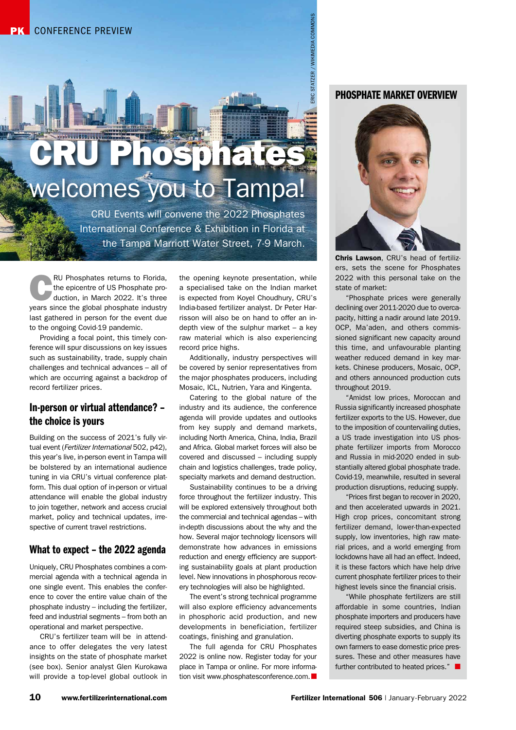CONFERENCE PREVIEW

# CRU Phosphates welcomes you to Tampa!

CRU Events will convene the 2022 Phosphates International Conference & Exhibition in Florida at the Tampa Marriott Water Street, 7-9 March.

ERIC STATZER / WIKIMEDIA COMMONS

CRU Phosphates returns to Florida, the epicentre of US Phosphate production, in March 2022. It's three years since the global phosphate industry last gathered in person for the event due to the ongoing Covid-19 pandemic.

Providing a focal point, this timely conference will spur discussions on key issues such as sustainability, trade, supply chain challenges and technical advances – all of which are occurring against a backdrop of record fertilizer prices.

## In-person or virtual attendance? – the choice is yours

Building on the success of 2021's fully virtual event (*Fertilizer International* 502, p42), this year's live, in-person event in Tampa will be bolstered by an international audience tuning in via CRU's virtual conference platform. This dual option of in-person or virtual attendance will enable the global industry to join together, network and access crucial market, policy and technical updates, irrespective of current travel restrictions.

## What to expect – the 2022 agenda

Uniquely, CRU Phosphates combines a commercial agenda with a technical agenda in one single event. This enables the conference to cover the entire value chain of the phosphate industry – including the fertilizer, feed and industrial segments – from both an operational and market perspective.

CRU's fertilizer team will be in attendance to offer delegates the very latest insights on the state of phosphate market (see box). Senior analyst Glen Kurokawa will provide a top-level global outlook in the opening keynote presentation, while a specialised take on the Indian market is expected from Koyel Choudhury, CRU's India-based fertilizer analyst. Dr Peter Harrisson will also be on hand to offer an in-depth view of the sulphur market – a key raw material which is also experiencing record price highs.

Additionally, industry perspectives will be covered by senior representatives from the major phosphates producers, including Mosaic, ICL, Nutrien, Yara and Kingenta.

Catering to the global nature of the industry and its audience, the conference agenda will provide updates and outlooks from key supply and demand markets, including North America, China, India, Brazil and Africa. Global market forces will also be covered and discussed – including supply chain and logistics challenges, trade policy, specialty markets and demand destruction.

Sustainability continues to be a driving force throughout the fertilizer industry. This will be explored extensively throughout both the commercial and technical agendas – with in-depth discussions about the why and the how. Several major technology licensors will demonstrate how advances in emissions reduction and energy efficiency are supporting sustainability goals at plant production level. New innovations in phosphorous recovery technologies will also be highlighted.

The event's strong technical programme will also explore efficiency advancements in phosphoric acid production, and new developments in beneficiation, fertilizer coatings, finishing and granulation.

The full agenda for CRU Phosphates 2022 is online now. Register today for your place in Tampa or online. For more information visit www.phosphatesconference.com.

## PHOSPHATE MARKET OVERVIEW

**Chris Lawson**, CRU's head of fertilizers, sets the scene for Phosphates 2022 with this personal take on the state of market:

"Phosphate prices were generally declining over 2011-2020 due to overcapacity, hitting a nadir around late 2019. OCP, Ma'aden, and others commissioned significant new capacity around this time, and unfavourable planting weather reduced demand in key markets. Chinese producers, Mosaic, OCP, and others announced production cuts throughout 2019.

"Amidst low prices, Moroccan and Russia significantly increased phosphate fertilizer exports to the US. However, due to the imposition of countervailing duties, a US trade investigation into US phosphate fertilizer imports from Morocco and Russia in mid-2020 ended in substantially altered global phosphate trade. Covid-19, meanwhile, resulted in several production disruptions, reducing supply.

"Prices first began to recover in 2020, and then accelerated upwards in 2021. High crop prices, concomitant strong fertilizer demand, lower-than-expected supply, low inventories, high raw material prices, and a world emerging from lockdowns have all had an effect. Indeed, it is these factors which have help drive current phosphate fertilizer prices to their highest levels since the financial crisis.

"While phosphate fertilizers are still affordable in some countries, Indian phosphate importers and producers have required steep subsidies, and China is diverting phosphate exports to supply its own farmers to ease domestic price pressures. These and other measures have further contributed to heated prices."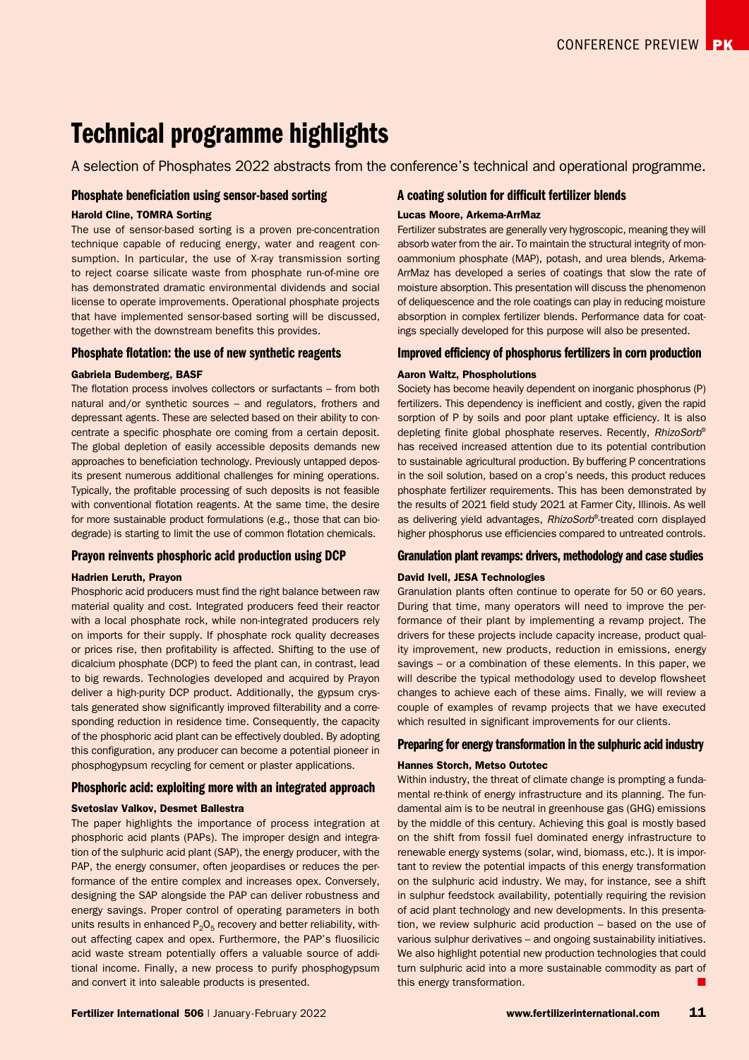# Technical programme highlights

A selection of Phosphates 2022 abstracts from the conference's technical and operational programme.

## Phosphate beneficiation using sensor-based sorting

**Harold Cline, TOMRA Sorting**

The use of sensor-based sorting is a proven pre-concentration technique capable of reducing energy, water and reagent consumption. In particular, the use of X-ray transmission sorting to reject coarse silicate waste from phosphate run-of-mine ore has demonstrated dramatic environmental dividends and social license to operate improvements. Operational phosphate projects that have implemented sensor-based sorting will be discussed, together with the downstream benefits this provides.

## Phosphate flotation: the use of new synthetic reagents

**Gabriela Budemberg, BASF**

The flotation process involves collectors or surfactants – from both natural and/or synthetic sources – and regulators, frothers and depressant agents. These are selected based on their ability to concentrate a specific phosphate ore coming from a certain deposit. The global depletion of easily accessible deposits demands new approaches to beneficiation technology. Previously untapped deposits present numerous additional challenges for mining operations. Typically, the profitable processing of such deposits is not feasible with conventional flotation reagents. At the same time, the desire for more sustainable product formulations (e.g., those that can biodegrade) is starting to limit the use of common flotation chemicals.

## Prayon reinvents phosphoric acid production using DCP

**Hadrien Leruth, Prayon**

Phosphoric acid producers must find the right balance between raw material quality and cost. Integrated producers feed their reactor with a local phosphate rock, while non-integrated producers rely on imports for their supply. If phosphate rock quality decreases or prices rise, then profitability is affected. Shifting to the use of dicalcium phosphate (DCP) to feed the plant can, in contrast, lead to big rewards. Technologies developed and acquired by Prayon deliver a high-purity DCP product. Additionally, the gypsum crystals generated show significantly improved filterability and a corresponding reduction in residence time. Consequently, the capacity of the phosphoric acid plant can be effectively doubled. By adopting this configuration, any producer can become a potential pioneer in phosphogypsum recycling for cement or plaster applications.

## Phosphoric acid: exploiting more with an integrated approach

**Svetoslav Valkov, Desmet Ballestra**

The paper highlights the importance of process integration at phosphoric acid plants (PAPs). The improper design and integration of the sulphuric acid plant (SAP), the energy producer, with the PAP, the energy consumer, often jeopardises or reduces the performance of the entire complex and increases opex. Conversely, designing the SAP alongside the PAP can deliver robustness and energy savings. Proper control of operating parameters in both units results in enhanced $P_2O_5$ recovery and better reliability, without affecting capex and opex. Furthermore, the PAP's fluosilicic acid waste stream potentially offers a valuable source of additional income. Finally, a new process to purify phosphogypsum and convert it into saleable products is presented.

## A coating solution for difficult fertilizer blends

**Lucas Moore, Arkema-ArrMaz**

Fertilizer substrates are generally very hygroscopic, meaning they will absorb water from the air. To maintain the structural integrity of monoammonium phosphate (MAP), potash, and urea blends, Arkema-ArrMaz has developed a series of coatings that slow the rate of moisture absorption. This presentation will discuss the phenomenon of deliquescence and the role coatings can play in reducing moisture absorption in complex fertilizer blends. Performance data for coatings specially developed for this purpose will also be presented.

## Improved efficiency of phosphorus fertilizers in corn production

**Aaron Waltz, Phospholutions**

Society has become heavily dependent on inorganic phosphorus (P) fertilizers. This dependency is inefficient and costly, given the rapid sorption of P by soils and poor plant uptake efficiency. It is also depleting finite global phosphate reserves. Recently, *RhizoSorb®* has received increased attention due to its potential contribution to sustainable agricultural production. By buffering P concentrations in the soil solution, based on a crop's needs, this product reduces phosphate fertilizer requirements. This has been demonstrated by the results of 2021 field study 2021 at Farmer City, Illinois. As well as delivering yield advantages, *RhizoSorb®*-treated corn displayed higher phosphorus use efficiencies compared to untreated controls.

## Granulation plant revamps: drivers, methodology and case studies

**David Ivell, JESA Technologies**

Granulation plants often continue to operate for 50 or 60 years. During that time, many operators will need to improve the performance of their plant by implementing a revamp project. The drivers for these projects include capacity increase, product quality improvement, new products, reduction in emissions, energy savings – or a combination of these elements. In this paper, we will describe the typical methodology used to develop flowsheet changes to achieve each of these aims. Finally, we will review a couple of examples of revamp projects that we have executed which resulted in significant improvements for our clients.

## Preparing for energy transformation in the sulphuric acid industry

**Hannes Storch, Metso Outotec**

Within industry, the threat of climate change is prompting a fundamental re-think of energy infrastructure and its planning. The fundamental aim is to be neutral in greenhouse gas (GHG) emissions by the middle of this century. Achieving this goal is mostly based on the shift from fossil fuel dominated energy infrastructure to renewable energy systems (solar, wind, biomass, etc.). It is important to review the potential impacts of this energy transformation on the sulphuric acid industry. We may, for instance, see a shift in sulphur feedstock availability, potentially requiring the revision of acid plant technology and new developments. In this presentation, we review sulphuric acid production – based on the use of various sulphur derivatives – and ongoing sustainability initiatives. We also highlight potential new production technologies that could turn sulphuric acid into a more sustainable commodity as part of this energy transformation.